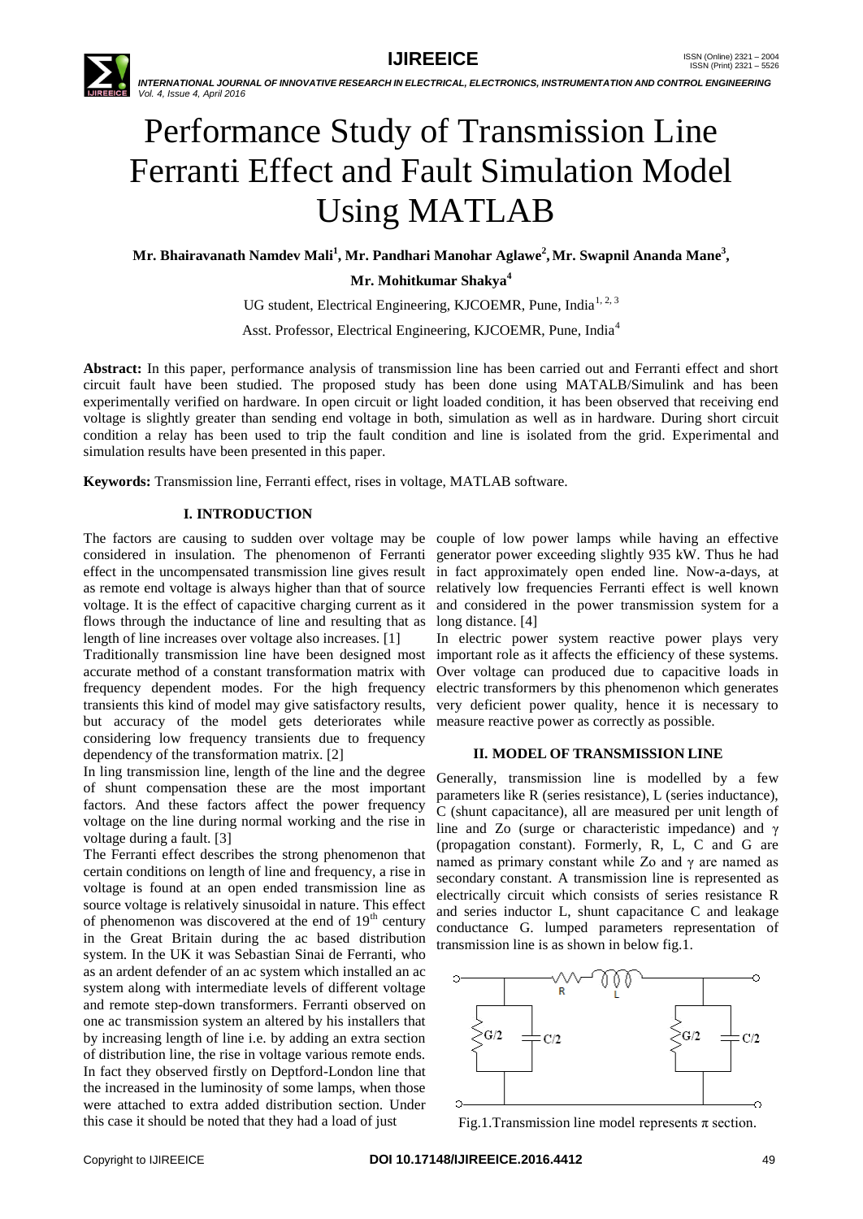# Performance Study of Transmission Line Ferranti Effect and Fault Simulation Model Using MATLAB

**Mr. Bhairavanath Namdev Mali[1], Mr. Pandhari Manohar Aglawe[2], Mr. Swapnil Ananda Mane[3], Mr. Mohitkumar Shakya[4]**

UG student, Electrical Engineering, KJCOEMR, Pune, India[1, 2, 3]

Asst. Professor, Electrical Engineering, KJCOEMR, Pune, India[4]

**Abstract:** In this paper, performance analysis of transmission line has been carried out and Ferranti effect and short circuit fault have been studied. The proposed study has been done using MATALB/Simulink and has been experimentally verified on hardware. In open circuit or light loaded condition, it has been observed that receiving end voltage is slightly greater than sending end voltage in both, simulation as well as in hardware. During short circuit condition a relay has been used to trip the fault condition and line is isolated from the grid. Experimental and simulation results have been presented in this paper.

**Keywords:** Transmission line, Ferranti effect, rises in voltage, MATLAB software.

## I. INTRODUCTION

The factors are causing to sudden over voltage may be considered in insulation. The phenomenon of Ferranti effect in the uncompensated transmission line gives result as remote end voltage is always higher than that of source voltage. It is the effect of capacitive charging current as it flows through the inductance of line and resulting that as length of line increases over voltage also increases. [1]

Traditionally transmission line have been designed most accurate method of a constant transformation matrix with frequency dependent modes. For the high frequency transients this kind of model may give satisfactory results, but accuracy of the model gets deteriorates while considering low frequency transients due to frequency dependency of the transformation matrix. [2]

In ling transmission line, length of the line and the degree of shunt compensation these are the most important factors. And these factors affect the power frequency voltage on the line during normal working and the rise in voltage during a fault. [3]

The Ferranti effect describes the strong phenomenon that certain conditions on length of line and frequency, a rise in voltage is found at an open ended transmission line as source voltage is relatively sinusoidal in nature. This effect of phenomenon was discovered at the end of 19th century in the Great Britain during the ac based distribution system. In the UK it was Sebastian Sinai de Ferranti, who as an ardent defender of an ac system which installed an ac system along with intermediate levels of different voltage and remote step-down transformers. Ferranti observed on one ac transmission system an altered by his installers that by increasing length of line i.e. by adding an extra section of distribution line, the rise in voltage various remote ends. In fact they observed firstly on Deptford-London line that the increased in the luminosity of some lamps, when those were attached to extra added distribution section. Under this case it should be noted that they had a load of just couple of low power lamps while having an effective generator power exceeding slightly 935 kW. Thus he had in fact approximately open ended line. Now-a-days, at relatively low frequencies Ferranti effect is well known and considered in the power transmission system for a long distance. [4]

In electric power system reactive power plays very important role as it affects the efficiency of these systems. Over voltage can produced due to capacitive loads in electric transformers by this phenomenon which generates very deficient power quality, hence it is necessary to measure reactive power as correctly as possible.

## II. MODEL OF TRANSMISSION LINE

Generally, transmission line is modelled by a few parameters like R (series resistance), L (series inductance), C (shunt capacitance), all are measured per unit length of line and Zo (surge or characteristic impedance) and $\gamma$ (propagation constant). Formerly, R, L, C and G are named as primary constant while Zo and $\gamma$ are named as secondary constant. A transmission line is represented as electrically circuit which consists of series resistance R and series inductor L, shunt capacitance C and leakage conductance G. lumped parameters representation of transmission line is as shown in below fig.1.

Fig.1.Transmission line model represents $\pi$ section.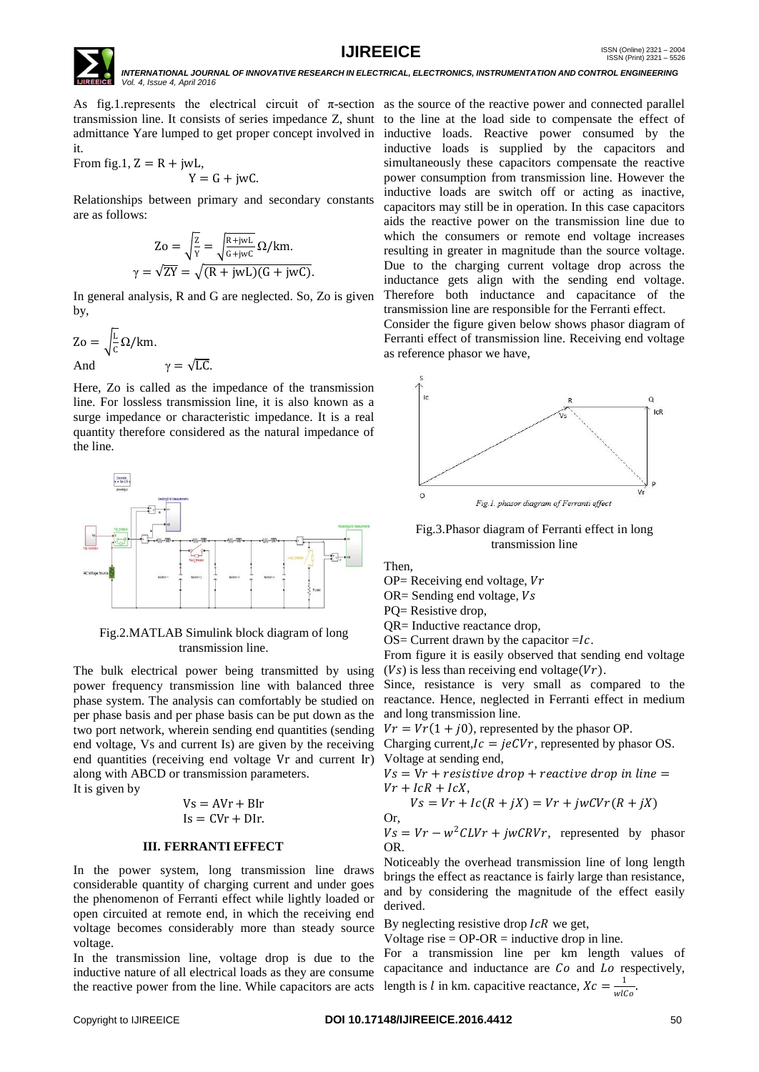As fig.1.represents the electrical circuit of π-section transmission line. It consists of series impedance Z, shunt admittance Yare lumped to get proper concept involved in it.

From fig.1, $Z = R + jwL$,

$$Y = G + jwC.$$

Relationships between primary and secondary constants are as follows:

$$Zo = \sqrt{\frac{Z}{Y}} = \sqrt{\frac{R+jwL}{G+jwC}}\,\Omega/\text{km}.$$

$$\gamma = \sqrt{ZY} = \sqrt{(R+jwL)(G+jwC)}.$$

In general analysis, R and G are neglected. So, Zo is given by,

$$Zo = \sqrt{\frac{L}{C}}\,\Omega/\text{km}.$$

And $\gamma = \sqrt{LC}$.

Here, Zo is called as the impedance of the transmission line. For lossless transmission line, it is also known as a surge impedance or characteristic impedance. It is a real quantity therefore considered as the natural impedance of the line.

Fig.2.MATLAB Simulink block diagram of long transmission line.

The bulk electrical power being transmitted by using power frequency transmission line with balanced three phase system. The analysis can comfortably be studied on per phase basis and per phase basis can be put down as the two port network, wherein sending end quantities (sending end voltage, Vs and current Is) are given by the receiving end quantities (receiving end voltage Vr and current Ir) along with ABCD or transmission parameters.

It is given by

$$Vs = AVr + BIr$$
$$Is = CVr + DIr.$$

### III. FERRANTI EFFECT

In the power system, long transmission line draws considerable quantity of charging current and under goes the phenomenon of Ferranti effect while lightly loaded or open circuited at remote end, in which the receiving end voltage becomes considerably more than steady source voltage.

In the transmission line, voltage drop is due to the inductive nature of all electrical loads as they are consume the reactive power from the line. While capacitors are acts as the source of the reactive power and connected parallel to the line at the load side to compensate the effect of inductive loads. Reactive power consumed by the inductive loads is supplied by the capacitors and simultaneously these capacitors compensate the reactive power consumption from transmission line. However the inductive loads are switch off or acting as inactive, capacitors may still be in operation. In this case capacitors aids the reactive power on the transmission line due to which the consumers or remote end voltage increases resulting in greater in magnitude than the source voltage. Due to the charging current voltage drop across the inductance gets align with the sending end voltage. Therefore both inductance and capacitance of the transmission line are responsible for the Ferranti effect.

Consider the figure given below shows phasor diagram of Ferranti effect of transmission line. Receiving end voltage as reference phasor we have,

Fig.3.Phasor diagram of Ferranti effect in long transmission line

Then,

OP= Receiving end voltage, $Vr$

OR= Sending end voltage, $Vs$

PQ= Resistive drop,

QR= Inductive reactance drop,

OS= Current drawn by the capacitor $= Ic$.

From figure it is easily observed that sending end voltage $(Vs)$ is less than receiving end voltage$(Vr)$.

Since, resistance is very small as compared to the reactance. Hence, neglected in Ferranti effect in medium and long transmission line.

$Vr = Vr(1 + j0)$, represented by the phasor OP.

Charging current,$Ic = jeCVr$, represented by phasor OS.

Voltage at sending end,

$Vs = Vr + resistive\ drop + reactive\ drop\ in\ line = Vr + IcR + IcX$,

$$Vs = Vr + Ic(R + jX) = Vr + jwCVr(R + jX)$$

Or,

$Vs = Vr - w^2CLVr + jwCRVr$, represented by phasor OR.

Noticeably the overhead transmission line of long length brings the effect as reactance is fairly large than resistance, and by considering the magnitude of the effect easily derived.

By neglecting resistive drop $IcR$ we get,

Voltage rise = OP-OR = inductive drop in line.

For a transmission line per km length values of capacitance and inductance are $Co$ and $Lo$ respectively, length is $l$ in km. capacitive reactance, $Xc = \frac{1}{wlCo}$.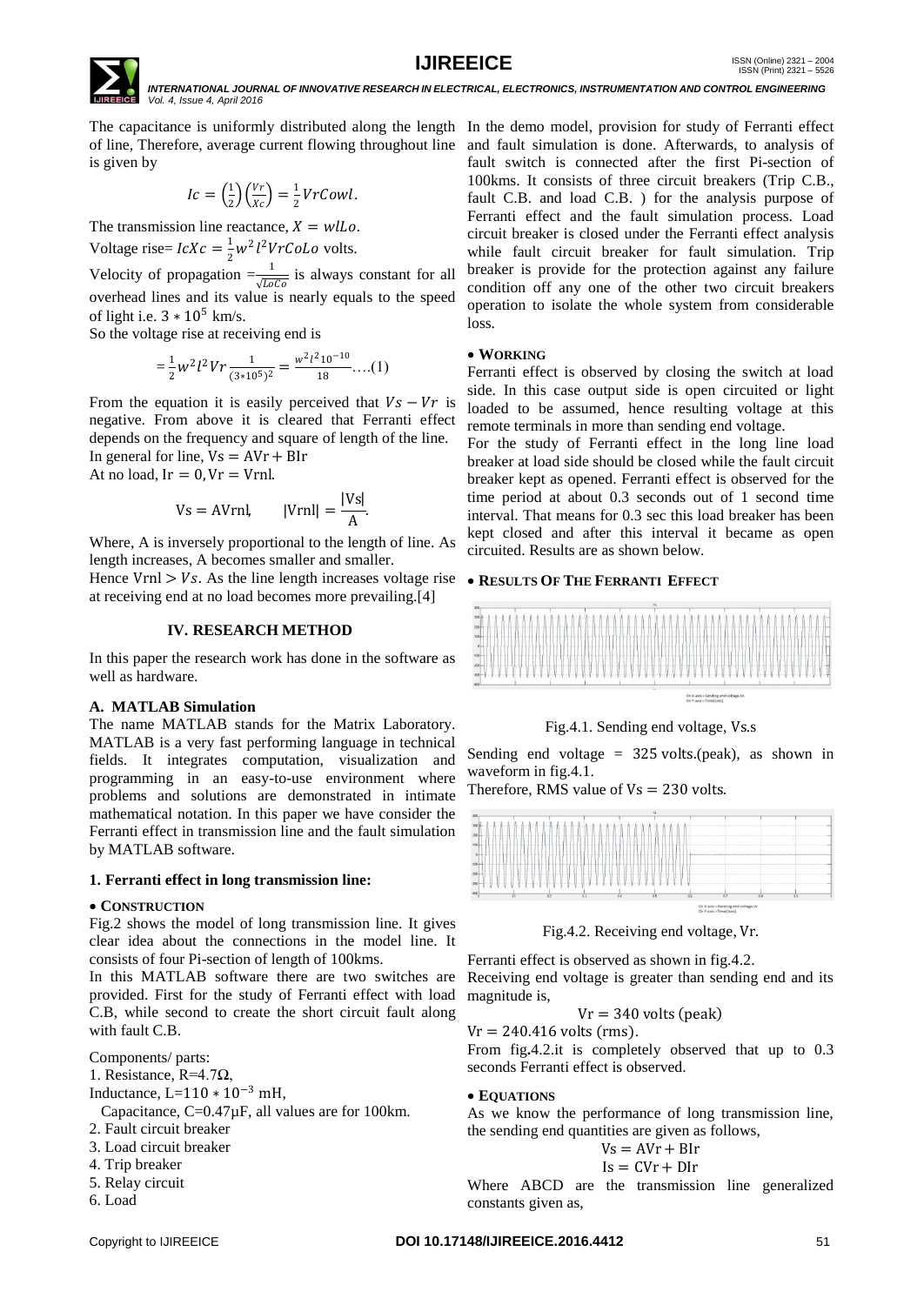The capacitance is uniformly distributed along the length of line, Therefore, average current flowing throughout line is given by

$$Ic = \left(\frac{1}{2}\right)\left(\frac{Vr}{Xc}\right) = \frac{1}{2}VrCowl.$$

The transmission line reactance, $X = wlLo$.

Voltage rise= $IcXc = \frac{1}{2}w^2 l^2 VrCoLo$ volts.

Velocity of propagation $=\frac{1}{\sqrt{LoCo}}$ is always constant for all overhead lines and its value is nearly equals to the speed of light i.e. $3 * 10^5$ km/s.

So the voltage rise at receiving end is

$$= \frac{1}{2}w^2 l^2 Vr \frac{1}{(3*10^5)^2} = \frac{w^2 l^2 10^{-10}}{18} \ldots.(1)$$

From the equation it is easily perceived that $Vs - Vr$ is negative. From above it is cleared that Ferranti effect depends on the frequency and square of length of the line.

In general for line, $Vs = AVr + BIr$

At no load, $Ir = 0, Vr = Vrnl$.

$$Vs = AVrnl, \qquad |Vrnl| = \frac{|Vs|}{A}.$$

Where, A is inversely proportional to the length of line. As length increases, A becomes smaller and smaller.

Hence $Vrnl > Vs$. As the line length increases voltage rise at receiving end at no load becomes more prevailing.[4]

## IV. RESEARCH METHOD

In this paper the research work has done in the software as well as hardware.

### A. MATLAB Simulation

The name MATLAB stands for the Matrix Laboratory. MATLAB is a very fast performing language in technical fields. It integrates computation, visualization and programming in an easy-to-use environment where problems and solutions are demonstrated in intimate mathematical notation. In this paper we have consider the Ferranti effect in transmission line and the fault simulation by MATLAB software.

#### 1. Ferranti effect in long transmission line:

- **CONSTRUCTION**

Fig.2 shows the model of long transmission line. It gives clear idea about the connections in the model line. It consists of four Pi-section of length of 100kms.

In this MATLAB software there are two switches are provided. First for the study of Ferranti effect with load C.B, while second to create the short circuit fault along with fault C.B.

Components/ parts:

1. Resistance, R=4.7Ω,
   Inductance, L=$110 * 10^{-3}$ mH,
   Capacitance, C=0.47μF, all values are for 100km.
2. Fault circuit breaker
3. Load circuit breaker
4. Trip breaker
5. Relay circuit
6. Load

In the demo model, provision for study of Ferranti effect and fault simulation is done. Afterwards, to analysis of fault switch is connected after the first Pi-section of 100kms. It consists of three circuit breakers (Trip C.B., fault C.B. and load C.B. ) for the analysis purpose of Ferranti effect and the fault simulation process. Load circuit breaker is closed under the Ferranti effect analysis while fault circuit breaker for fault simulation. Trip breaker is provide for the protection against any failure condition off any one of the other two circuit breakers operation to isolate the whole system from considerable loss.

- **WORKING**

Ferranti effect is observed by closing the switch at load side. In this case output side is open circuited or light loaded to be assumed, hence resulting voltage at this remote terminals in more than sending end voltage.

For the study of Ferranti effect in the long line load breaker at load side should be closed while the fault circuit breaker kept as opened. Ferranti effect is observed for the time period at about 0.3 seconds out of 1 second time interval. That means for 0.3 sec this load breaker has been kept closed and after this interval it became as open circuited. Results are as shown below.

- **RESULTS OF THE FERRANTI EFFECT**

Fig.4.1. Sending end voltage, Vs.s

Sending end voltage = 325 volts.(peak), as shown in waveform in fig.4.1.

Therefore, RMS value of $Vs = 230$ volts.

Fig.4.2. Receiving end voltage, Vr.

Ferranti effect is observed as shown in fig.4.2.

Receiving end voltage is greater than sending end and its magnitude is,

$$Vr = 340 \text{ volts (peak)}$$

$Vr = 240.416$ volts (rms).

From fig.4.2.it is completely observed that up to 0.3 seconds Ferranti effect is observed.

- **EQUATIONS**

As we know the performance of long transmission line, the sending end quantities are given as follows,

$$Vs = AVr + BIr$$
$$Is = CVr + DIr$$

Where ABCD are the transmission line generalized constants given as,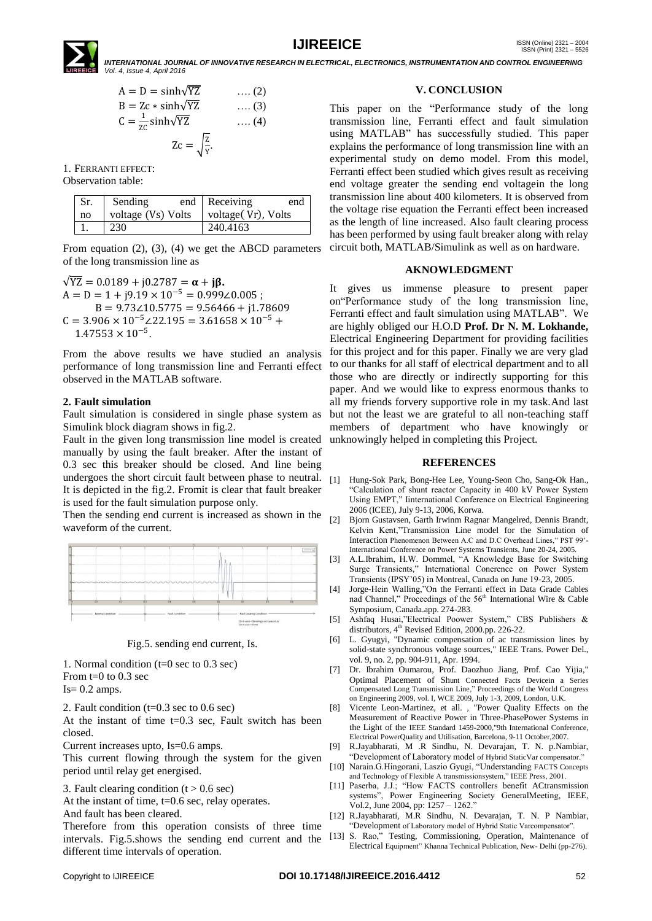$$A = D = \sinh\sqrt{YZ} \quad \ldots.(2)$$

$$B = Zc * \sinh\sqrt{YZ} \quad \ldots.(3)$$

$$C = \frac{1}{Zc}\sinh\sqrt{YZ} \quad \ldots.(4)$$

$$Zc = \sqrt{\frac{Z}{Y}}.$$

1. FERRANTI EFFECT:

Observation table:

| Sr. no | Sending end voltage (Vs) Volts | Receiving end voltage( Vr), Volts |
|---|---|---|
| 1. | 230 | 240.4163 |

From equation (2), (3), (4) we get the ABCD parameters of the long transmission line as

$\sqrt{YZ} = 0.0189 + j0.2787 = \boldsymbol{\alpha} + \mathbf{j}\boldsymbol{\beta}.$
$A = D = 1 + j9.19 \times 10^{-5} = 0.999\angle 0.005$ ;
$B = 9.73\angle 10.5775 = 9.56466 + j1.78609$
$C = 3.906 \times 10^{-5}\angle 22.195 = 3.61658 \times 10^{-5} + 1.47553 \times 10^{-5}.$

From the above results we have studied an analysis performance of long transmission line and Ferranti effect observed in the MATLAB software.

**2. Fault simulation**

Fault simulation is considered in single phase system as Simulink block diagram shows in fig.2.

Fault in the given long transmission line model is created manually by using the fault breaker. After the instant of 0.3 sec this breaker should be closed. And line being undergoes the short circuit fault between phase to neutral. It is depicted in the fig.2. Fromit is clear that fault breaker is used for the fault simulation purpose only.

Then the sending end current is increased as shown in the waveform of the current.

Normal Condition
Fault Condition
Fault Clearing Condition

Fig.5. sending end current, Is.

1. Normal condition (t=0 sec to 0.3 sec)
From t=0 to 0.3 sec
Is= 0.2 amps.

2. Fault condition (t=0.3 sec to 0.6 sec)
At the instant of time t=0.3 sec, Fault switch has been closed.
Current increases upto, Is=0.6 amps.
This current flowing through the system for the given period until relay get energised.

3. Fault clearing condition (t > 0.6 sec)
At the instant of time, t=0.6 sec, relay operates.
And fault has been cleared.
Therefore from this operation consists of three time intervals. Fig.5.shows the sending end current and the different time intervals of operation.

## V. CONCLUSION

This paper on the "Performance study of the long transmission line, Ferranti effect and fault simulation using MATLAB" has successfully studied. This paper explains the performance of long transmission line with an experimental study on demo model. From this model, Ferranti effect been studied which gives result as receiving end voltage greater the sending end voltagein the long transmission line about 400 kilometers. It is observed from the voltage rise equation the Ferranti effect been increased as the length of line increased. Also fault clearing process has been performed by using fault breaker along with relay circuit both, MATLAB/Simulink as well as on hardware.

## AKNOWLEDGMENT

It gives us immense pleasure to present paper on"Performance study of the long transmission line, Ferranti effect and fault simulation using MATLAB". We are highly obliged our H.O.D **Prof. Dr N. M. Lokhande,** Electrical Engineering Department for providing facilities for this project and for this paper. Finally we are very glad to our thanks for all staff of electrical department and to all those who are directly or indirectly supporting for this paper. And we would like to express enormous thanks to all my friends forvery supportive role in my task.And last but not the least we are grateful to all non-teaching staff members of department who have knowingly or unknowingly helped in completing this Project.

## REFERENCES

[1] Hung-Sok Park, Bong-Hee Lee, Young-Seon Cho, Sang-Ok Han., "Calculation of shunt reactor Capacity in 400 kV Power System Using EMPT," Iinternational Conference on Electrical Engineering 2006 (ICEE), July 9-13, 2006, Korwa.

[2] Bjorn Gustavsen, Garth Irwinm Ragnar Mangelred, Dennis Brandt, Kelvin Kent,"Transmission Line model for the Simulation of Interaction Phenomenon Between A.C and D.C Overhead Lines," PST 99'-International Conference on Power Systems Transients, June 20-24, 2005.

[3] A.L.Ibrahim, H.W. Dommel, "A Knowledge Base for Switching Surge Transients," International Conerence on Power System Transients (IPSY'05) in Montreal, Canada on June 19-23, 2005.

[4] Jorge-Hein Walling,"On the Ferranti effect in Data Grade Cables nad Channel," Proceedings of the 56th International Wire & Cable Symposium, Canada.app. 274-283.

[5] Ashfaq Husai,"Electrical Poower System," CBS Publishers & distributors, 4th Revised Edition, 2000.pp. 226-22.

[6] L. Gyugyi, "Dynamic compensation of ac transmission lines by solid-state synchronous voltage sources," IEEE Trans. Power Del., vol. 9, no. 2, pp. 904-911, Apr. 1994.

[7] Dr. Ibrahim Oumarou, Prof. Daozhuo Jiang, Prof. Cao Yijia," Optimal Placement of Shunt Connected Facts Devicein a Series Compensated Long Transmission Line," Proceedings of the World Congress on Engineering 2009, vol. I, WCE 2009, July 1-3, 2009, London, U.K.

[8] Vicente Leon-Martinez, et all. , "Power Quality Effects on the Measurement of Reactive Power in Three-PhasePower Systems in the Light of the IEEE Standard 1459-2000,"9th International Conference, Electrical PowerQuality and Utilisation, Barcelona, 9-11 October,2007.

[9] R.Jayabharati, M .R Sindhu, N. Devarajan, T. N. p.Nambiar, "Development of Laboratory model of Hybrid StaticVar compensator."

[10] Narain.G.Hingorani, Laszio Gyugi, "Understanding FACTS Concepts and Technology of Flexible A transmissionsystem," IEEE Press, 2001.

[11] Paserba, J.J.; "How FACTS controllers benefit ACtransmission systems", Power Engineering Society GeneralMeeting, IEEE, Vol.2, June 2004, pp: 1257 – 1262."

[12] R.Jayabharati, M.R Sindhu, N. Devarajan, T. N. P Nambiar, "Development of Laboratory model of Hybrid Static Varcompensator".

[13] S. Rao," Testing, Commissioning, Operation, Maintenance of Electrical Equipment" Khanna Technical Publication, New- Delhi (pp-276).